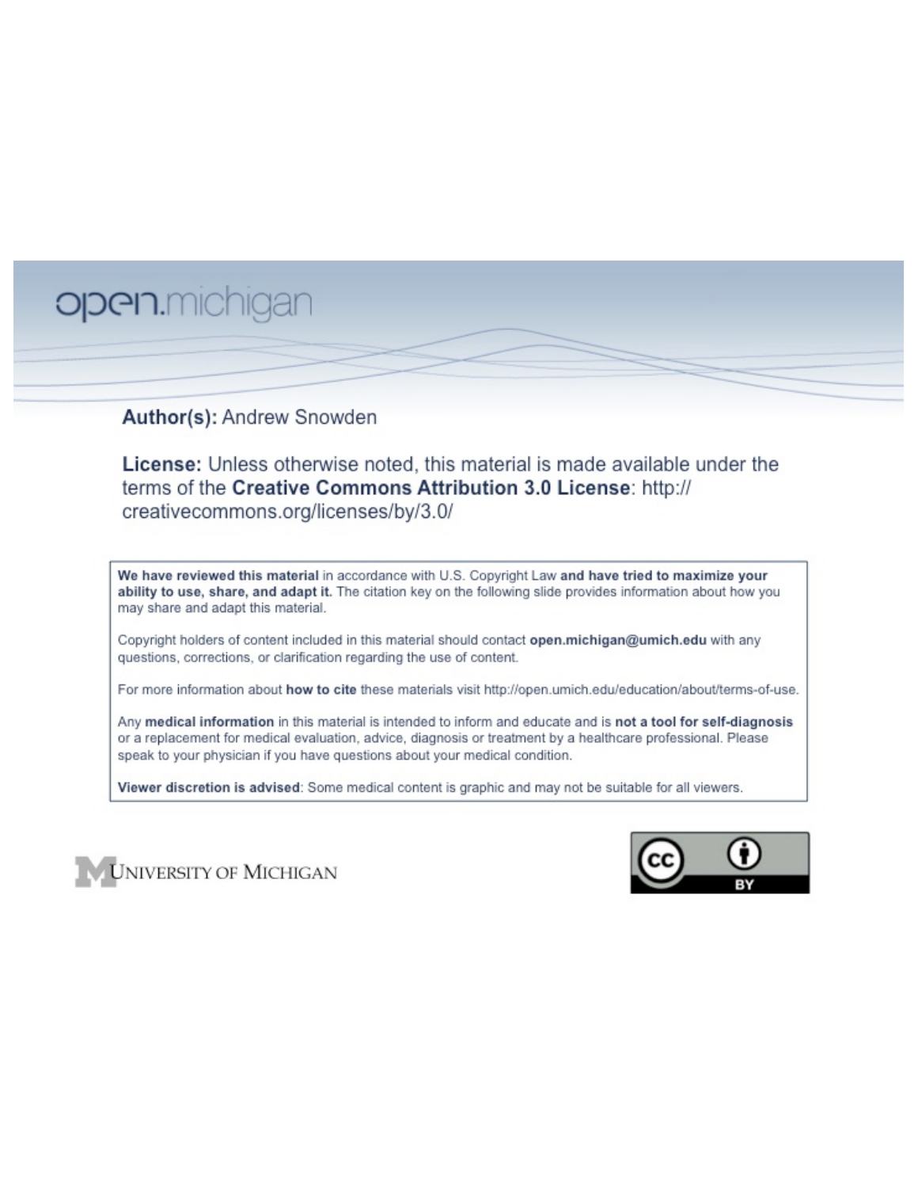open.michigan

**Author(s):** Andrew Snowden

**License:** Unless otherwise noted, this material is made available under the terms of the **Creative Commons Attribution 3.0 License**: http://creativecommons.org/licenses/by/3.0/

**We have reviewed this material** in accordance with U.S. Copyright Law **and have tried to maximize your ability to use, share, and adapt it.** The citation key on the following slide provides information about how you may share and adapt this material.

Copyright holders of content included in this material should contact **open.michigan@umich.edu** with any questions, corrections, or clarification regarding the use of content.

For more information about **how to cite** these materials visit http://open.umich.edu/education/about/terms-of-use.

Any **medical information** in this material is intended to inform and educate and is **not a tool for self-diagnosis** or a replacement for medical evaluation, advice, diagnosis or treatment by a healthcare professional. Please speak to your physician if you have questions about your medical condition.

**Viewer discretion is advised**: Some medical content is graphic and may not be suitable for all viewers.

UNIVERSITY OF MICHIGAN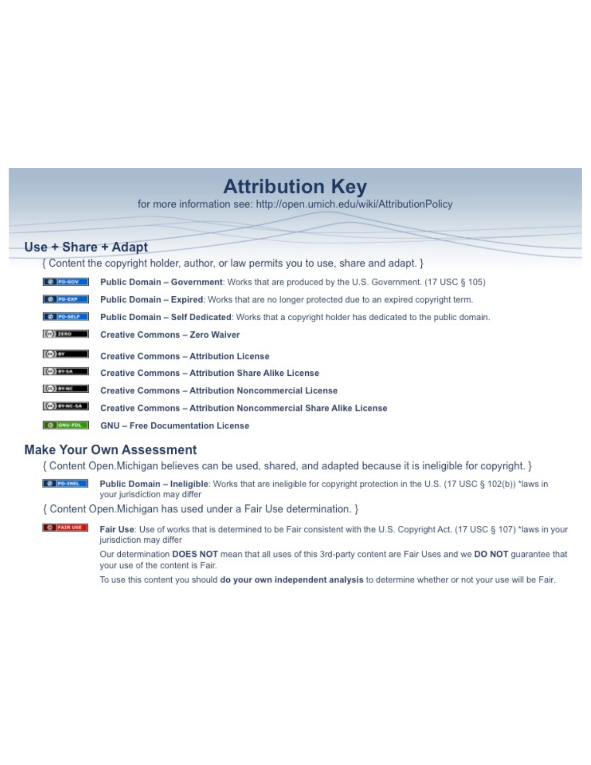# Attribution Key

for more information see: http://open.umich.edu/wiki/AttributionPolicy

## Use + Share + Adapt

{ Content the copyright holder, author, or law permits you to use, share and adapt. }

- PD-GOV — **Public Domain – Government**: Works that are produced by the U.S. Government. (17 USC § 105)
- PD-EXP — **Public Domain – Expired**: Works that are no longer protected due to an expired copyright term.
- PD-SELF — **Public Domain – Self Dedicated**: Works that a copyright holder has dedicated to the public domain.
- ZERO — **Creative Commons – Zero Waiver**
- BY — **Creative Commons – Attribution License**
- BY-SA — **Creative Commons – Attribution Share Alike License**
- BY-NC — **Creative Commons – Attribution Noncommercial License**
- BY-NC-SA — **Creative Commons – Attribution Noncommercial Share Alike License**
- GNU-FDL — **GNU – Free Documentation License**

## Make Your Own Assessment

{ Content Open.Michigan believes can be used, shared, and adapted because it is ineligible for copyright. }

- PD-INEL — **Public Domain – Ineligible**: Works that are ineligible for copyright protection in the U.S. (17 USC § 102(b)) *laws in your jurisdiction may differ

{ Content Open.Michigan has used under a Fair Use determination. }

- FAIR USE — **Fair Use**: Use of works that is determined to be Fair consistent with the U.S. Copyright Act. (17 USC § 107) *laws in your jurisdiction may differ

  Our determination **DOES NOT** mean that all uses of this 3rd-party content are Fair Uses and we **DO NOT** guarantee that your use of the content is Fair.

  To use this content you should **do your own independent analysis** to determine whether or not your use will be Fair.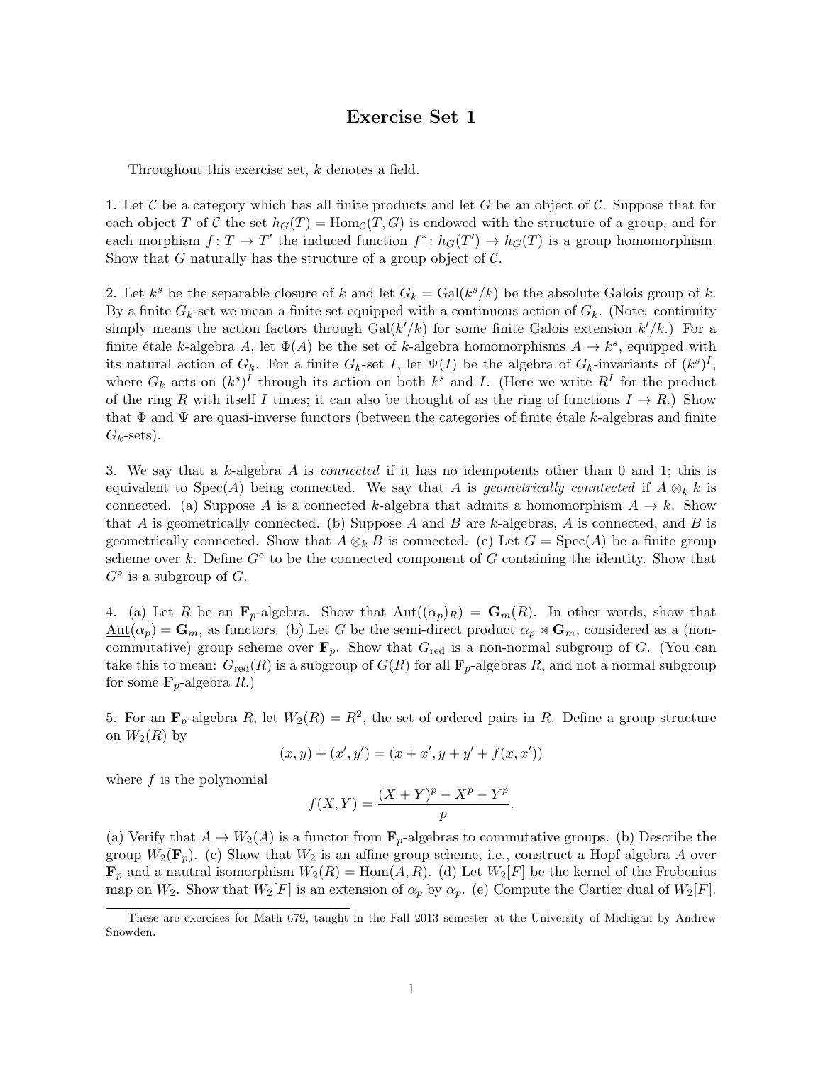# Exercise Set 1

Throughout this exercise set, $k$ denotes a field.

1. Let $\mathcal{C}$ be a category which has all finite products and let $G$ be an object of $\mathcal{C}$. Suppose that for each object $T$ of $\mathcal{C}$ the set $h_G(T) = \mathrm{Hom}_{\mathcal{C}}(T, G)$ is endowed with the structure of a group, and for each morphism $f \colon T \to T'$ the induced function $f^* \colon h_G(T') \to h_G(T)$ is a group homomorphism. Show that $G$ naturally has the structure of a group object of $\mathcal{C}$.

2. Let $k^s$ be the separable closure of $k$ and let $G_k = \mathrm{Gal}(k^s/k)$ be the absolute Galois group of $k$. By a finite $G_k$-set we mean a finite set equipped with a continuous action of $G_k$. (Note: continuity simply means the action factors through $\mathrm{Gal}(k'/k)$ for some finite Galois extension $k'/k$.) For a finite étale $k$-algebra $A$, let $\Phi(A)$ be the set of $k$-algebra homomorphisms $A \to k^s$, equipped with its natural action of $G_k$. For a finite $G_k$-set $I$, let $\Psi(I)$ be the algebra of $G_k$-invariants of $(k^s)^I$, where $G_k$ acts on $(k^s)^I$ through its action on both $k^s$ and $I$. (Here we write $R^I$ for the product of the ring $R$ with itself $I$ times; it can also be thought of as the ring of functions $I \to R$.) Show that $\Phi$ and $\Psi$ are quasi-inverse functors (between the categories of finite étale $k$-algebras and finite $G_k$-sets).

3. We say that a $k$-algebra $A$ is *connected* if it has no idempotents other than 0 and 1; this is equivalent to $\mathrm{Spec}(A)$ being connected. We say that $A$ is *geometrically conntected* if $A \otimes_k \overline{k}$ is connected. (a) Suppose $A$ is a connected $k$-algebra that admits a homomorphism $A \to k$. Show that $A$ is geometrically connected. (b) Suppose $A$ and $B$ are $k$-algebras, $A$ is connected, and $B$ is geometrically connected. Show that $A \otimes_k B$ is connected. (c) Let $G = \mathrm{Spec}(A)$ be a finite group scheme over $k$. Define $G^\circ$ to be the connected component of $G$ containing the identity. Show that $G^\circ$ is a subgroup of $G$.

4. (a) Let $R$ be an $\mathbf{F}_p$-algebra. Show that $\mathrm{Aut}((\alpha_p)_R) = \mathbf{G}_m(R)$. In other words, show that $\underline{\mathrm{Aut}}(\alpha_p) = \mathbf{G}_m$, as functors. (b) Let $G$ be the semi-direct product $\alpha_p \rtimes \mathbf{G}_m$, considered as a (non-commutative) group scheme over $\mathbf{F}_p$. Show that $G_{\mathrm{red}}$ is a non-normal subgroup of $G$. (You can take this to mean: $G_{\mathrm{red}}(R)$ is a subgroup of $G(R)$ for all $\mathbf{F}_p$-algebras $R$, and not a normal subgroup for some $\mathbf{F}_p$-algebra $R$.)

5. For an $\mathbf{F}_p$-algebra $R$, let $W_2(R) = R^2$, the set of ordered pairs in $R$. Define a group structure on $W_2(R)$ by

$$(x, y) + (x', y') = (x + x', y + y' + f(x, x'))$$

where $f$ is the polynomial

$$f(X, Y) = \frac{(X+Y)^p - X^p - Y^p}{p}.$$

(a) Verify that $A \mapsto W_2(A)$ is a functor from $\mathbf{F}_p$-algebras to commutative groups. (b) Describe the group $W_2(\mathbf{F}_p)$. (c) Show that $W_2$ is an affine group scheme, i.e., construct a Hopf algebra $A$ over $\mathbf{F}_p$ and a nautral isomorphism $W_2(R) = \mathrm{Hom}(A, R)$. (d) Let $W_2[F]$ be the kernel of the Frobenius map on $W_2$. Show that $W_2[F]$ is an extension of $\alpha_p$ by $\alpha_p$. (e) Compute the Cartier dual of $W_2[F]$.

These are exercises for Math 679, taught in the Fall 2013 semester at the University of Michigan by Andrew Snowden.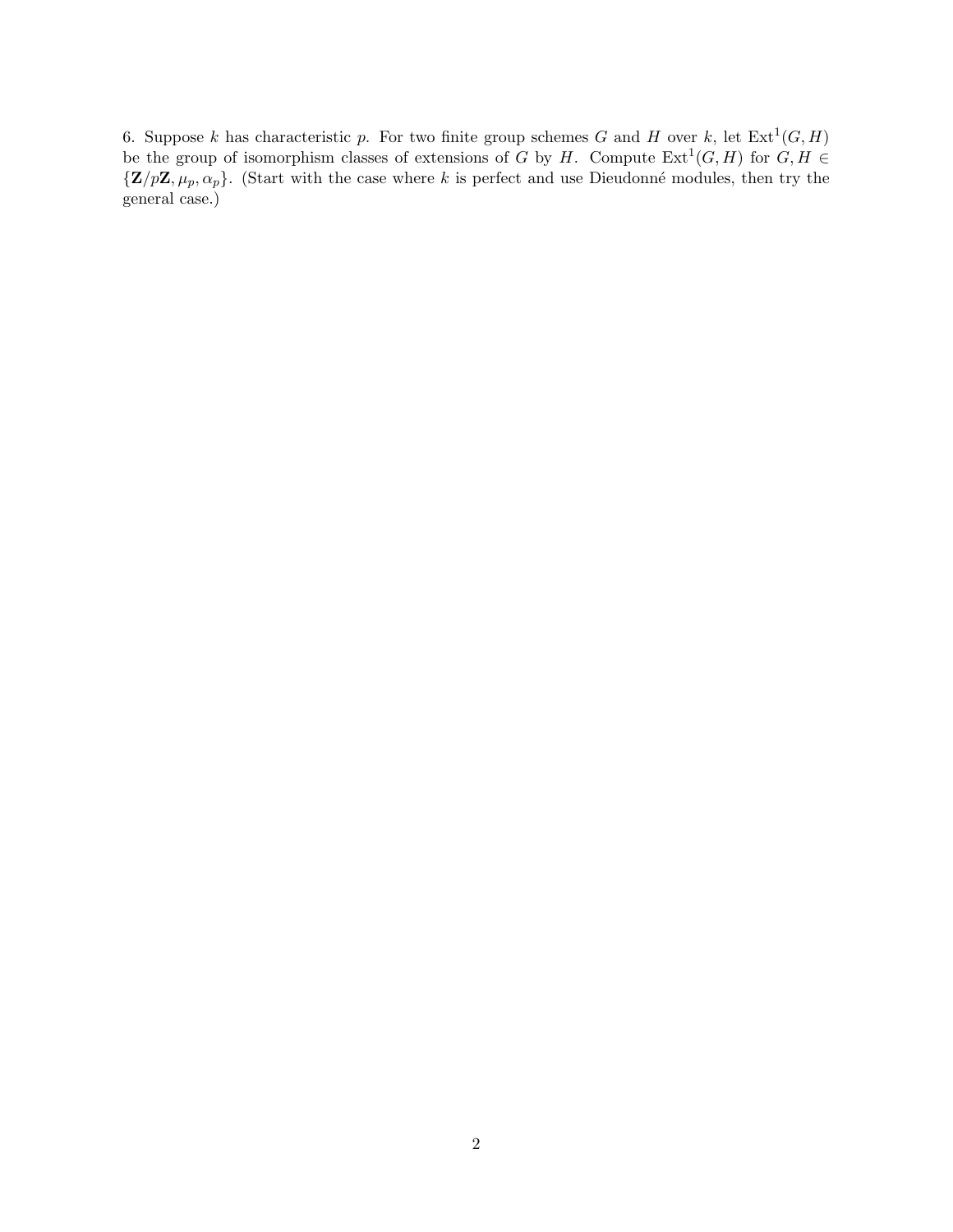6. Suppose $k$ has characteristic $p$. For two finite group schemes $G$ and $H$ over $k$, let $\mathrm{Ext}^1(G, H)$ be the group of isomorphism classes of extensions of $G$ by $H$. Compute $\mathrm{Ext}^1(G, H)$ for $G, H \in \{\mathbf{Z}/p\mathbf{Z}, \mu_p, \alpha_p\}$. (Start with the case where $k$ is perfect and use Dieudonné modules, then try the general case.)